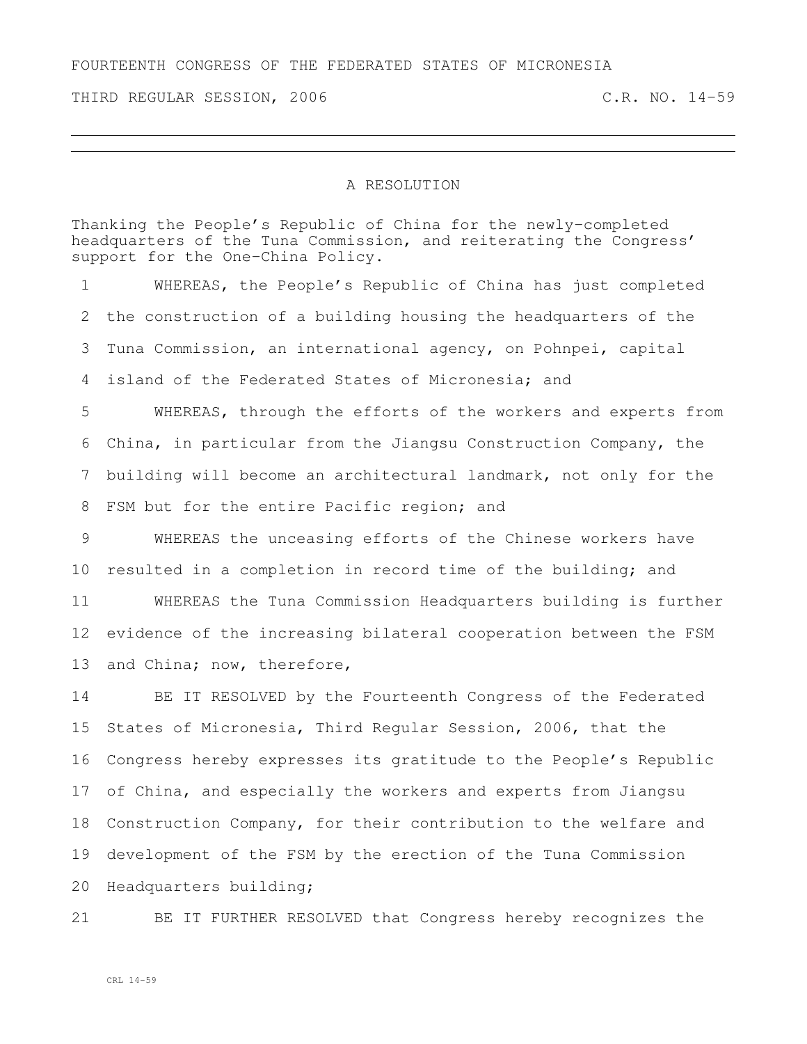FOURTEENTH CONGRESS OF THE FEDERATED STATES OF MICRONESIA

THIRD REGULAR SESSION, 2006 C.R. NO. 14-59

---

## A RESOLUTION

Thanking the People's Republic of China for the newly-completed headquarters of the Tuna Commission, and reiterating the Congress' support for the One-China Policy.

1 WHEREAS, the People's Republic of China has just completed
2 the construction of a building housing the headquarters of the
3 Tuna Commission, an international agency, on Pohnpei, capital
4 island of the Federated States of Micronesia; and

5 WHEREAS, through the efforts of the workers and experts from
6 China, in particular from the Jiangsu Construction Company, the
7 building will become an architectural landmark, not only for the
8 FSM but for the entire Pacific region; and

9 WHEREAS the unceasing efforts of the Chinese workers have
10 resulted in a completion in record time of the building; and

11 WHEREAS the Tuna Commission Headquarters building is further
12 evidence of the increasing bilateral cooperation between the FSM
13 and China; now, therefore,

14 BE IT RESOLVED by the Fourteenth Congress of the Federated
15 States of Micronesia, Third Regular Session, 2006, that the
16 Congress hereby expresses its gratitude to the People's Republic
17 of China, and especially the workers and experts from Jiangsu
18 Construction Company, for their contribution to the welfare and
19 development of the FSM by the erection of the Tuna Commission
20 Headquarters building;

21 BE IT FURTHER RESOLVED that Congress hereby recognizes the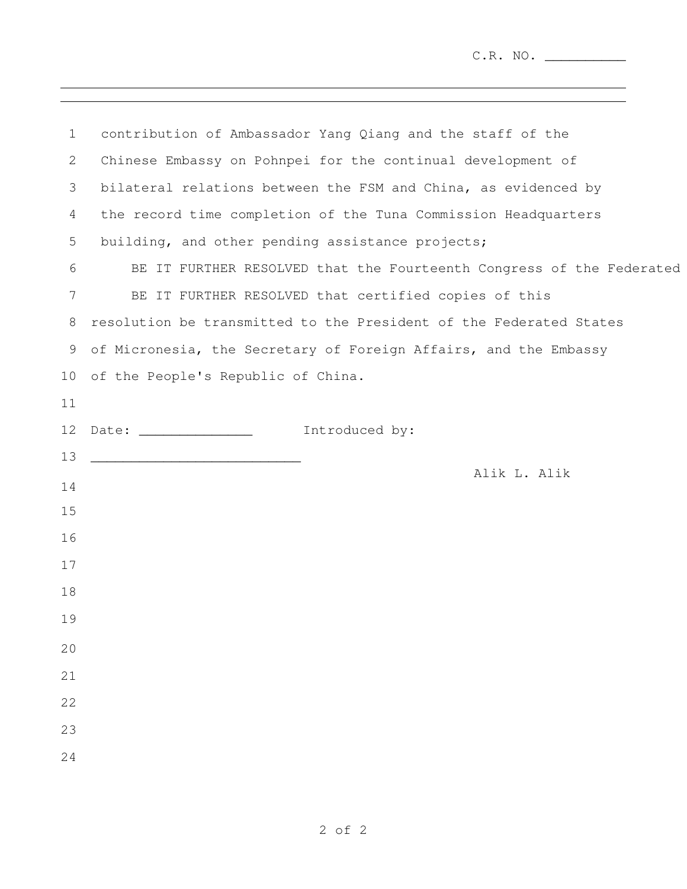C.R. NO. __________

contribution of Ambassador Yang Qiang and the staff of the Chinese Embassy on Pohnpei for the continual development of bilateral relations between the FSM and China, as evidenced by the record time completion of the Tuna Commission Headquarters building, and other pending assistance projects;

BE IT FURTHER RESOLVED that the Fourteenth Congress of the Federated

BE IT FURTHER RESOLVED that certified copies of this resolution be transmitted to the President of the Federated States of Micronesia, the Secretary of Foreign Affairs, and the Embassy of the People's Republic of China.

Date: ______________ Introduced by:

__________________________

Alik L. Alik